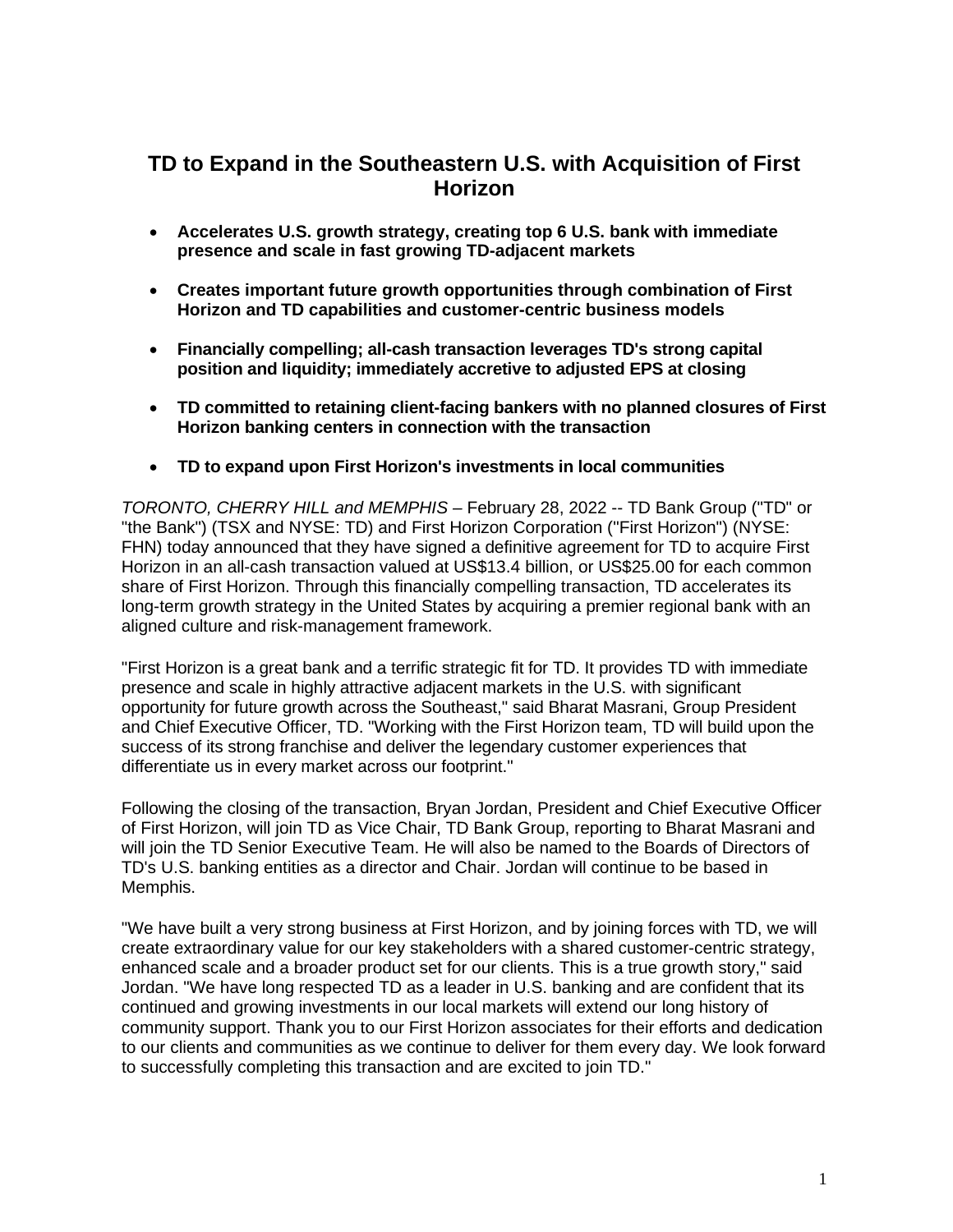# TD to Expand in the Southeastern U.S. with Acquisition of First Horizon

- **Accelerates U.S. growth strategy, creating top 6 U.S. bank with immediate presence and scale in fast growing TD-adjacent markets**
- **Creates important future growth opportunities through combination of First Horizon and TD capabilities and customer-centric business models**
- **Financially compelling; all-cash transaction leverages TD's strong capital position and liquidity; immediately accretive to adjusted EPS at closing**
- **TD committed to retaining client-facing bankers with no planned closures of First Horizon banking centers in connection with the transaction**
- **TD to expand upon First Horizon's investments in local communities**

*TORONTO, CHERRY HILL and MEMPHIS* – February 28, 2022 -- TD Bank Group ("TD" or "the Bank") (TSX and NYSE: TD) and First Horizon Corporation ("First Horizon") (NYSE: FHN) today announced that they have signed a definitive agreement for TD to acquire First Horizon in an all-cash transaction valued at US$13.4 billion, or US$25.00 for each common share of First Horizon. Through this financially compelling transaction, TD accelerates its long-term growth strategy in the United States by acquiring a premier regional bank with an aligned culture and risk-management framework.

"First Horizon is a great bank and a terrific strategic fit for TD. It provides TD with immediate presence and scale in highly attractive adjacent markets in the U.S. with significant opportunity for future growth across the Southeast," said Bharat Masrani, Group President and Chief Executive Officer, TD. "Working with the First Horizon team, TD will build upon the success of its strong franchise and deliver the legendary customer experiences that differentiate us in every market across our footprint."

Following the closing of the transaction, Bryan Jordan, President and Chief Executive Officer of First Horizon, will join TD as Vice Chair, TD Bank Group, reporting to Bharat Masrani and will join the TD Senior Executive Team. He will also be named to the Boards of Directors of TD's U.S. banking entities as a director and Chair. Jordan will continue to be based in Memphis.

"We have built a very strong business at First Horizon, and by joining forces with TD, we will create extraordinary value for our key stakeholders with a shared customer-centric strategy, enhanced scale and a broader product set for our clients. This is a true growth story," said Jordan. "We have long respected TD as a leader in U.S. banking and are confident that its continued and growing investments in our local markets will extend our long history of community support. Thank you to our First Horizon associates for their efforts and dedication to our clients and communities as we continue to deliver for them every day. We look forward to successfully completing this transaction and are excited to join TD."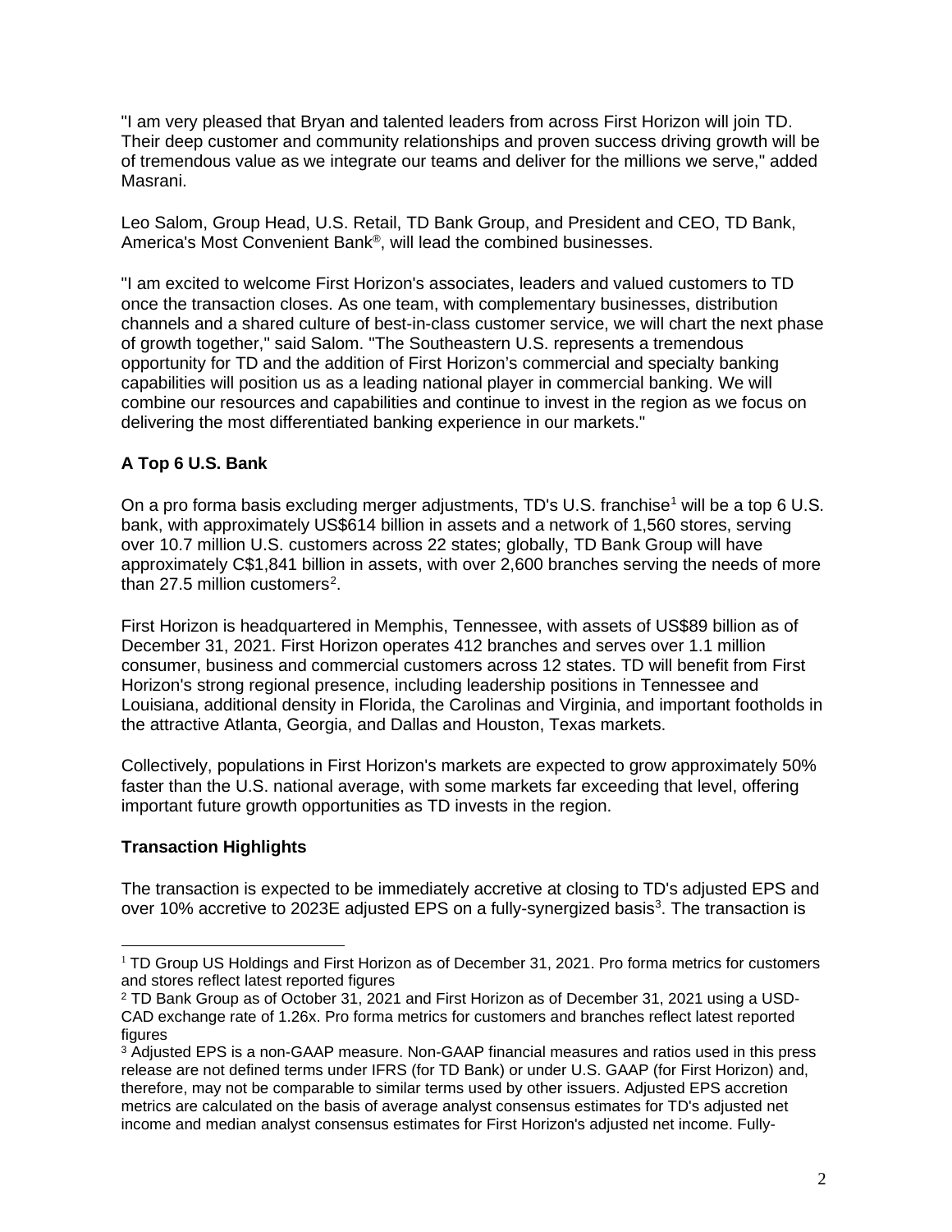"I am very pleased that Bryan and talented leaders from across First Horizon will join TD. Their deep customer and community relationships and proven success driving growth will be of tremendous value as we integrate our teams and deliver for the millions we serve," added Masrani.

Leo Salom, Group Head, U.S. Retail, TD Bank Group, and President and CEO, TD Bank, America's Most Convenient Bank®, will lead the combined businesses.

"I am excited to welcome First Horizon's associates, leaders and valued customers to TD once the transaction closes. As one team, with complementary businesses, distribution channels and a shared culture of best-in-class customer service, we will chart the next phase of growth together," said Salom. "The Southeastern U.S. represents a tremendous opportunity for TD and the addition of First Horizon's commercial and specialty banking capabilities will position us as a leading national player in commercial banking. We will combine our resources and capabilities and continue to invest in the region as we focus on delivering the most differentiated banking experience in our markets."

**A Top 6 U.S. Bank**

On a pro forma basis excluding merger adjustments, TD's U.S. franchise[1] will be a top 6 U.S. bank, with approximately US$614 billion in assets and a network of 1,560 stores, serving over 10.7 million U.S. customers across 22 states; globally, TD Bank Group will have approximately C$1,841 billion in assets, with over 2,600 branches serving the needs of more than 27.5 million customers[2].

First Horizon is headquartered in Memphis, Tennessee, with assets of US$89 billion as of December 31, 2021. First Horizon operates 412 branches and serves over 1.1 million consumer, business and commercial customers across 12 states. TD will benefit from First Horizon's strong regional presence, including leadership positions in Tennessee and Louisiana, additional density in Florida, the Carolinas and Virginia, and important footholds in the attractive Atlanta, Georgia, and Dallas and Houston, Texas markets.

Collectively, populations in First Horizon's markets are expected to grow approximately 50% faster than the U.S. national average, with some markets far exceeding that level, offering important future growth opportunities as TD invests in the region.

**Transaction Highlights**

The transaction is expected to be immediately accretive at closing to TD's adjusted EPS and over 10% accretive to 2023E adjusted EPS on a fully-synergized basis[3]. The transaction is

---

[1] TD Group US Holdings and First Horizon as of December 31, 2021. Pro forma metrics for customers and stores reflect latest reported figures

[2] TD Bank Group as of October 31, 2021 and First Horizon as of December 31, 2021 using a USD-CAD exchange rate of 1.26x. Pro forma metrics for customers and branches reflect latest reported figures

[3] Adjusted EPS is a non-GAAP measure. Non-GAAP financial measures and ratios used in this press release are not defined terms under IFRS (for TD Bank) or under U.S. GAAP (for First Horizon) and, therefore, may not be comparable to similar terms used by other issuers. Adjusted EPS accretion metrics are calculated on the basis of average analyst consensus estimates for TD's adjusted net income and median analyst consensus estimates for First Horizon's adjusted net income. Fully-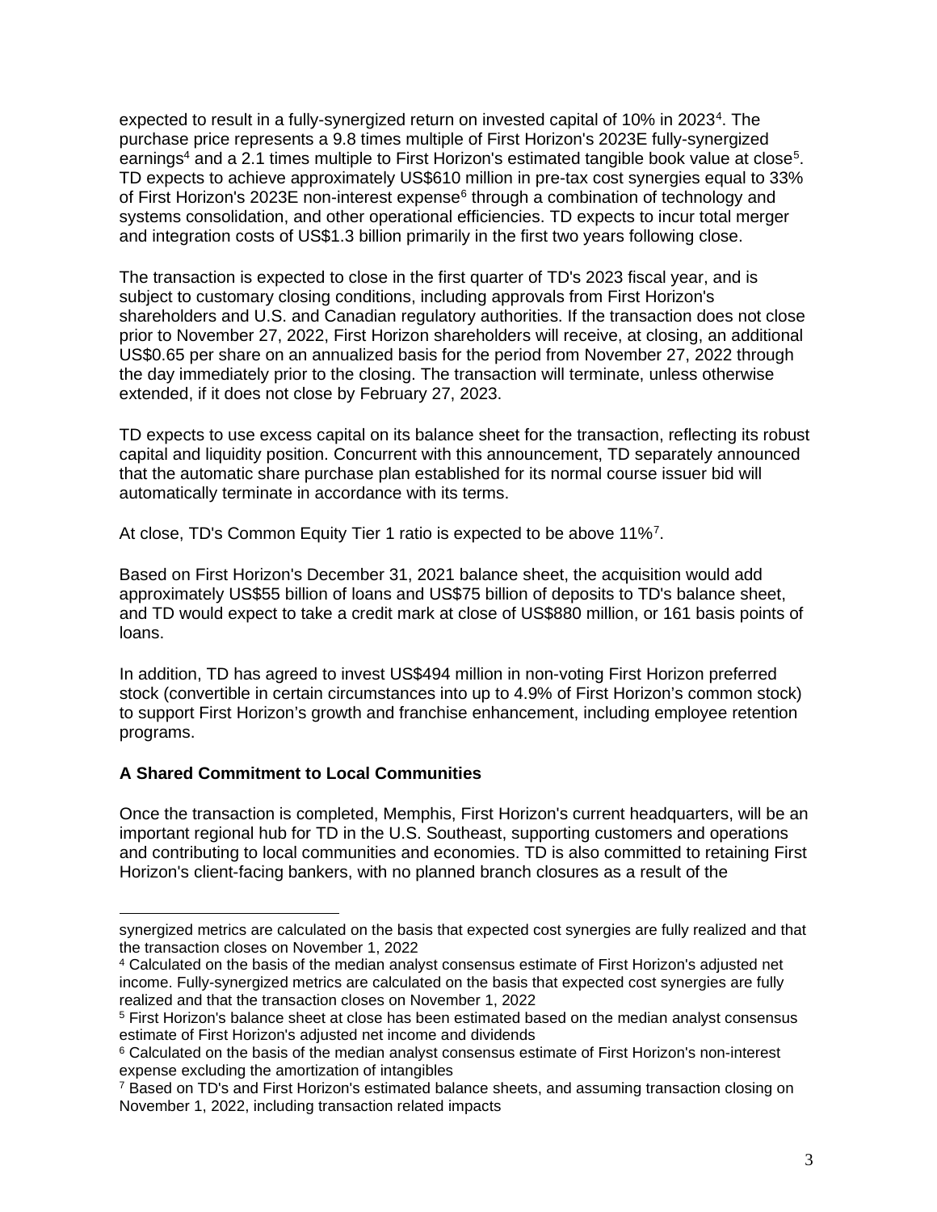expected to result in a fully-synergized return on invested capital of 10% in 2023[4]. The purchase price represents a 9.8 times multiple of First Horizon's 2023E fully-synergized earnings[4] and a 2.1 times multiple to First Horizon's estimated tangible book value at close[5]. TD expects to achieve approximately US$610 million in pre-tax cost synergies equal to 33% of First Horizon's 2023E non-interest expense[6] through a combination of technology and systems consolidation, and other operational efficiencies. TD expects to incur total merger and integration costs of US$1.3 billion primarily in the first two years following close.

The transaction is expected to close in the first quarter of TD's 2023 fiscal year, and is subject to customary closing conditions, including approvals from First Horizon's shareholders and U.S. and Canadian regulatory authorities. If the transaction does not close prior to November 27, 2022, First Horizon shareholders will receive, at closing, an additional US$0.65 per share on an annualized basis for the period from November 27, 2022 through the day immediately prior to the closing. The transaction will terminate, unless otherwise extended, if it does not close by February 27, 2023.

TD expects to use excess capital on its balance sheet for the transaction, reflecting its robust capital and liquidity position. Concurrent with this announcement, TD separately announced that the automatic share purchase plan established for its normal course issuer bid will automatically terminate in accordance with its terms.

At close, TD's Common Equity Tier 1 ratio is expected to be above 11%[7].

Based on First Horizon's December 31, 2021 balance sheet, the acquisition would add approximately US$55 billion of loans and US$75 billion of deposits to TD's balance sheet, and TD would expect to take a credit mark at close of US$880 million, or 161 basis points of loans.

In addition, TD has agreed to invest US$494 million in non-voting First Horizon preferred stock (convertible in certain circumstances into up to 4.9% of First Horizon's common stock) to support First Horizon's growth and franchise enhancement, including employee retention programs.

**A Shared Commitment to Local Communities**

Once the transaction is completed, Memphis, First Horizon's current headquarters, will be an important regional hub for TD in the U.S. Southeast, supporting customers and operations and contributing to local communities and economies. TD is also committed to retaining First Horizon's client-facing bankers, with no planned branch closures as a result of the

---

synergized metrics are calculated on the basis that expected cost synergies are fully realized and that the transaction closes on November 1, 2022

[4] Calculated on the basis of the median analyst consensus estimate of First Horizon's adjusted net income. Fully-synergized metrics are calculated on the basis that expected cost synergies are fully realized and that the transaction closes on November 1, 2022

[5] First Horizon's balance sheet at close has been estimated based on the median analyst consensus estimate of First Horizon's adjusted net income and dividends

[6] Calculated on the basis of the median analyst consensus estimate of First Horizon's non-interest expense excluding the amortization of intangibles

[7] Based on TD's and First Horizon's estimated balance sheets, and assuming transaction closing on November 1, 2022, including transaction related impacts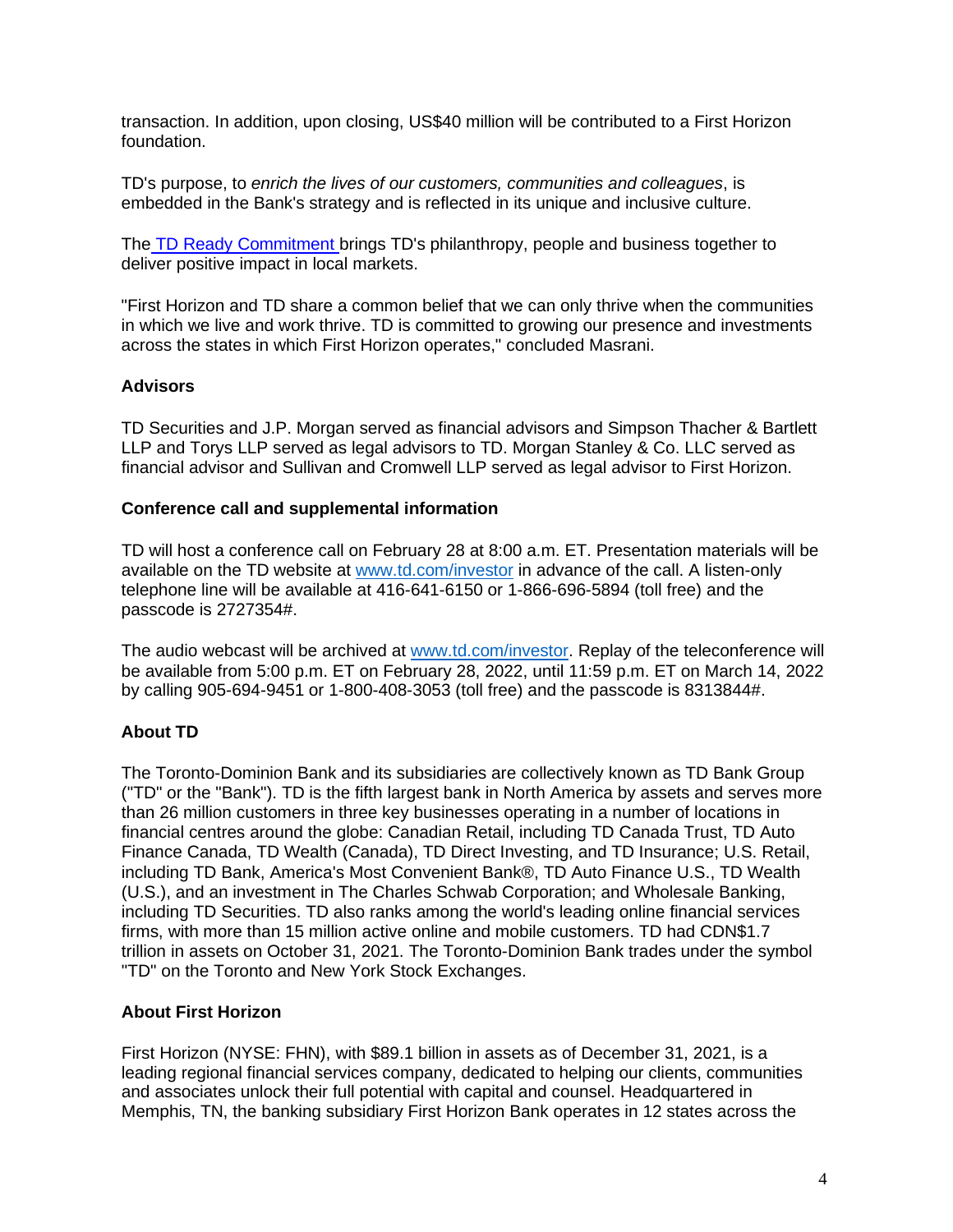transaction. In addition, upon closing, US$40 million will be contributed to a First Horizon foundation.

TD's purpose, to *enrich the lives of our customers, communities and colleagues*, is embedded in the Bank's strategy and is reflected in its unique and inclusive culture.

The [TD Ready Commitment](TD Ready Commitment) brings TD's philanthropy, people and business together to deliver positive impact in local markets.

"First Horizon and TD share a common belief that we can only thrive when the communities in which we live and work thrive. TD is committed to growing our presence and investments across the states in which First Horizon operates," concluded Masrani.

**Advisors**

TD Securities and J.P. Morgan served as financial advisors and Simpson Thacher & Bartlett LLP and Torys LLP served as legal advisors to TD. Morgan Stanley & Co. LLC served as financial advisor and Sullivan and Cromwell LLP served as legal advisor to First Horizon.

**Conference call and supplemental information**

TD will host a conference call on February 28 at 8:00 a.m. ET. Presentation materials will be available on the TD website at [www.td.com/investor](www.td.com/investor) in advance of the call. A listen-only telephone line will be available at 416-641-6150 or 1-866-696-5894 (toll free) and the passcode is 2727354#.

The audio webcast will be archived at [www.td.com/investor](www.td.com/investor). Replay of the teleconference will be available from 5:00 p.m. ET on February 28, 2022, until 11:59 p.m. ET on March 14, 2022 by calling 905-694-9451 or 1-800-408-3053 (toll free) and the passcode is 8313844#.

**About TD**

The Toronto-Dominion Bank and its subsidiaries are collectively known as TD Bank Group ("TD" or the "Bank"). TD is the fifth largest bank in North America by assets and serves more than 26 million customers in three key businesses operating in a number of locations in financial centres around the globe: Canadian Retail, including TD Canada Trust, TD Auto Finance Canada, TD Wealth (Canada), TD Direct Investing, and TD Insurance; U.S. Retail, including TD Bank, America's Most Convenient Bank®, TD Auto Finance U.S., TD Wealth (U.S.), and an investment in The Charles Schwab Corporation; and Wholesale Banking, including TD Securities. TD also ranks among the world's leading online financial services firms, with more than 15 million active online and mobile customers. TD had CDN$1.7 trillion in assets on October 31, 2021. The Toronto-Dominion Bank trades under the symbol "TD" on the Toronto and New York Stock Exchanges.

**About First Horizon**

First Horizon (NYSE: FHN), with $89.1 billion in assets as of December 31, 2021, is a leading regional financial services company, dedicated to helping our clients, communities and associates unlock their full potential with capital and counsel. Headquartered in Memphis, TN, the banking subsidiary First Horizon Bank operates in 12 states across the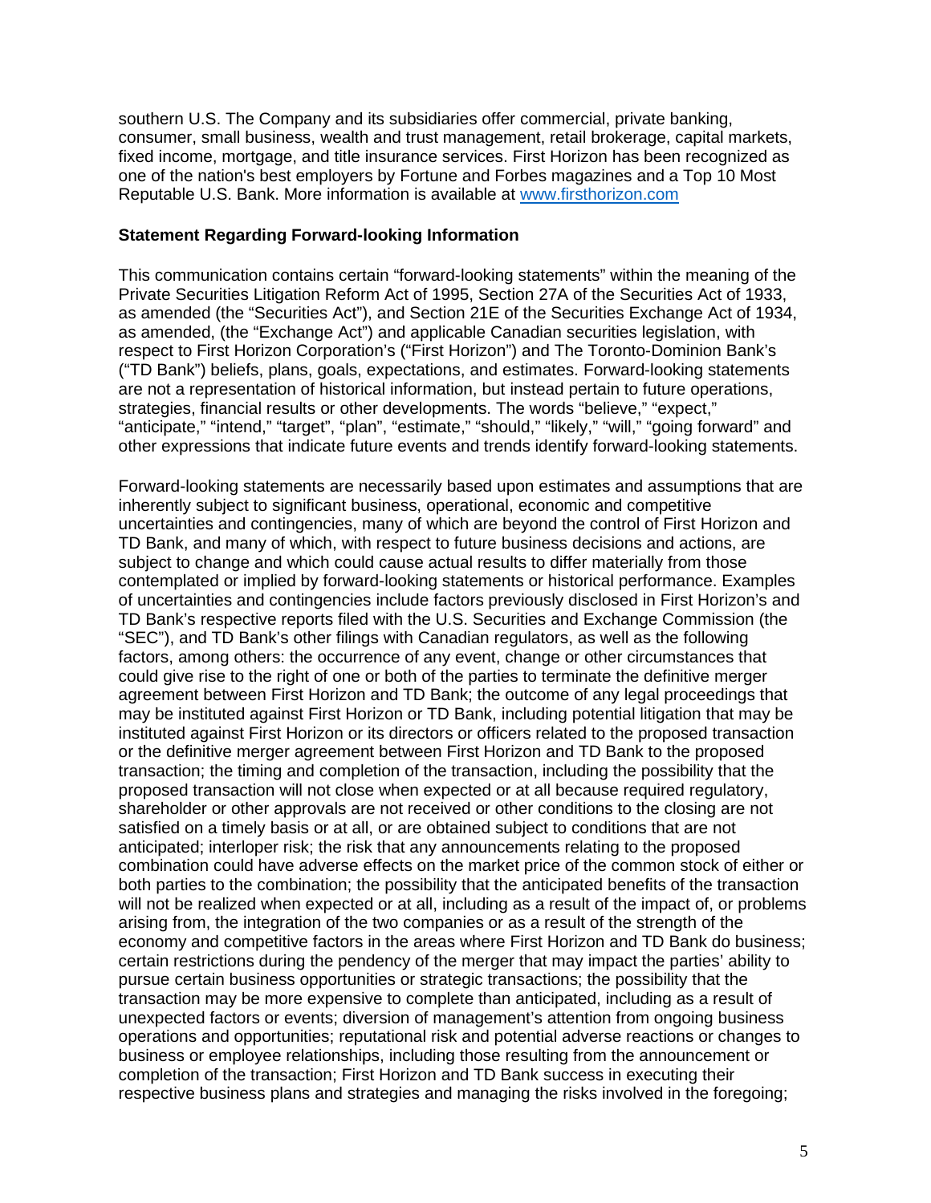southern U.S. The Company and its subsidiaries offer commercial, private banking, consumer, small business, wealth and trust management, retail brokerage, capital markets, fixed income, mortgage, and title insurance services. First Horizon has been recognized as one of the nation's best employers by Fortune and Forbes magazines and a Top 10 Most Reputable U.S. Bank. More information is available at [www.firsthorizon.com](www.firsthorizon.com)

**Statement Regarding Forward-looking Information**

This communication contains certain “forward-looking statements” within the meaning of the Private Securities Litigation Reform Act of 1995, Section 27A of the Securities Act of 1933, as amended (the “Securities Act”), and Section 21E of the Securities Exchange Act of 1934, as amended, (the “Exchange Act”) and applicable Canadian securities legislation, with respect to First Horizon Corporation’s (“First Horizon”) and The Toronto-Dominion Bank’s (“TD Bank”) beliefs, plans, goals, expectations, and estimates. Forward-looking statements are not a representation of historical information, but instead pertain to future operations, strategies, financial results or other developments. The words “believe,” “expect,” “anticipate,” “intend,” “target”, “plan”, “estimate,” “should,” “likely,” “will,” “going forward” and other expressions that indicate future events and trends identify forward-looking statements.

Forward-looking statements are necessarily based upon estimates and assumptions that are inherently subject to significant business, operational, economic and competitive uncertainties and contingencies, many of which are beyond the control of First Horizon and TD Bank, and many of which, with respect to future business decisions and actions, are subject to change and which could cause actual results to differ materially from those contemplated or implied by forward-looking statements or historical performance. Examples of uncertainties and contingencies include factors previously disclosed in First Horizon’s and TD Bank’s respective reports filed with the U.S. Securities and Exchange Commission (the “SEC”), and TD Bank’s other filings with Canadian regulators, as well as the following factors, among others: the occurrence of any event, change or other circumstances that could give rise to the right of one or both of the parties to terminate the definitive merger agreement between First Horizon and TD Bank; the outcome of any legal proceedings that may be instituted against First Horizon or TD Bank, including potential litigation that may be instituted against First Horizon or its directors or officers related to the proposed transaction or the definitive merger agreement between First Horizon and TD Bank to the proposed transaction; the timing and completion of the transaction, including the possibility that the proposed transaction will not close when expected or at all because required regulatory, shareholder or other approvals are not received or other conditions to the closing are not satisfied on a timely basis or at all, or are obtained subject to conditions that are not anticipated; interloper risk; the risk that any announcements relating to the proposed combination could have adverse effects on the market price of the common stock of either or both parties to the combination; the possibility that the anticipated benefits of the transaction will not be realized when expected or at all, including as a result of the impact of, or problems arising from, the integration of the two companies or as a result of the strength of the economy and competitive factors in the areas where First Horizon and TD Bank do business; certain restrictions during the pendency of the merger that may impact the parties’ ability to pursue certain business opportunities or strategic transactions; the possibility that the transaction may be more expensive to complete than anticipated, including as a result of unexpected factors or events; diversion of management’s attention from ongoing business operations and opportunities; reputational risk and potential adverse reactions or changes to business or employee relationships, including those resulting from the announcement or completion of the transaction; First Horizon and TD Bank success in executing their respective business plans and strategies and managing the risks involved in the foregoing;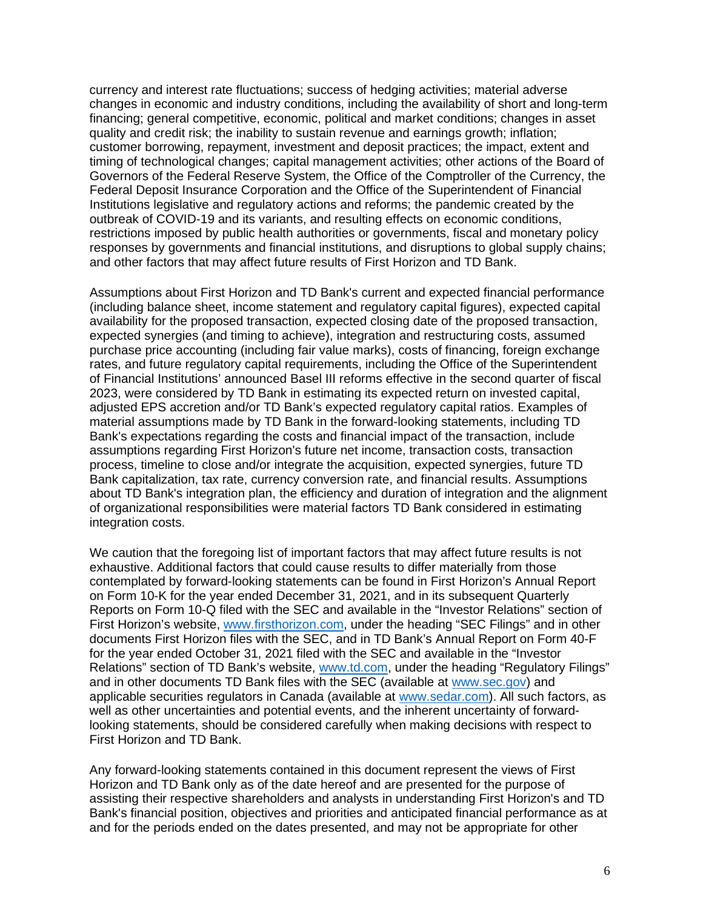currency and interest rate fluctuations; success of hedging activities; material adverse changes in economic and industry conditions, including the availability of short and long-term financing; general competitive, economic, political and market conditions; changes in asset quality and credit risk; the inability to sustain revenue and earnings growth; inflation; customer borrowing, repayment, investment and deposit practices; the impact, extent and timing of technological changes; capital management activities; other actions of the Board of Governors of the Federal Reserve System, the Office of the Comptroller of the Currency, the Federal Deposit Insurance Corporation and the Office of the Superintendent of Financial Institutions legislative and regulatory actions and reforms; the pandemic created by the outbreak of COVID-19 and its variants, and resulting effects on economic conditions, restrictions imposed by public health authorities or governments, fiscal and monetary policy responses by governments and financial institutions, and disruptions to global supply chains; and other factors that may affect future results of First Horizon and TD Bank.

Assumptions about First Horizon and TD Bank's current and expected financial performance (including balance sheet, income statement and regulatory capital figures), expected capital availability for the proposed transaction, expected closing date of the proposed transaction, expected synergies (and timing to achieve), integration and restructuring costs, assumed purchase price accounting (including fair value marks), costs of financing, foreign exchange rates, and future regulatory capital requirements, including the Office of the Superintendent of Financial Institutions' announced Basel III reforms effective in the second quarter of fiscal 2023, were considered by TD Bank in estimating its expected return on invested capital, adjusted EPS accretion and/or TD Bank's expected regulatory capital ratios. Examples of material assumptions made by TD Bank in the forward-looking statements, including TD Bank's expectations regarding the costs and financial impact of the transaction, include assumptions regarding First Horizon's future net income, transaction costs, transaction process, timeline to close and/or integrate the acquisition, expected synergies, future TD Bank capitalization, tax rate, currency conversion rate, and financial results. Assumptions about TD Bank's integration plan, the efficiency and duration of integration and the alignment of organizational responsibilities were material factors TD Bank considered in estimating integration costs.

We caution that the foregoing list of important factors that may affect future results is not exhaustive. Additional factors that could cause results to differ materially from those contemplated by forward-looking statements can be found in First Horizon's Annual Report on Form 10-K for the year ended December 31, 2021, and in its subsequent Quarterly Reports on Form 10-Q filed with the SEC and available in the "Investor Relations" section of First Horizon's website, www.firsthorizon.com, under the heading "SEC Filings" and in other documents First Horizon files with the SEC, and in TD Bank's Annual Report on Form 40-F for the year ended October 31, 2021 filed with the SEC and available in the "Investor Relations" section of TD Bank's website, www.td.com, under the heading "Regulatory Filings" and in other documents TD Bank files with the SEC (available at www.sec.gov) and applicable securities regulators in Canada (available at www.sedar.com). All such factors, as well as other uncertainties and potential events, and the inherent uncertainty of forward-looking statements, should be considered carefully when making decisions with respect to First Horizon and TD Bank.

Any forward-looking statements contained in this document represent the views of First Horizon and TD Bank only as of the date hereof and are presented for the purpose of assisting their respective shareholders and analysts in understanding First Horizon's and TD Bank's financial position, objectives and priorities and anticipated financial performance as at and for the periods ended on the dates presented, and may not be appropriate for other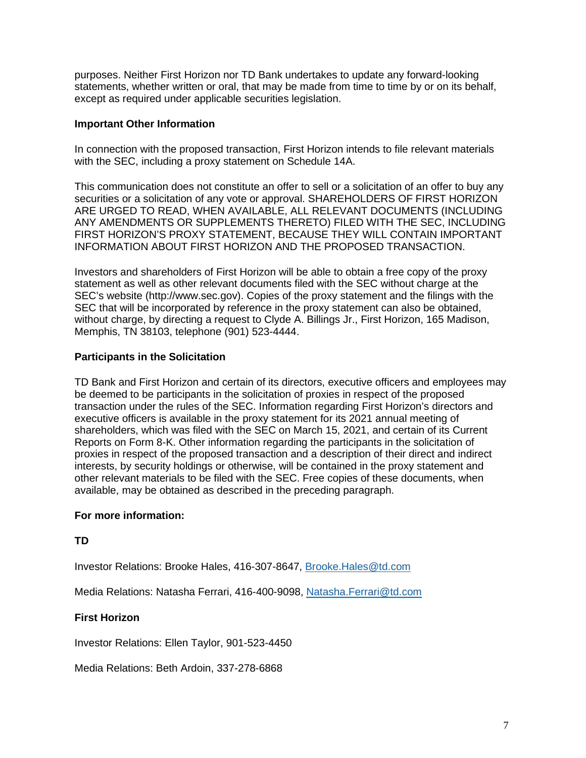purposes. Neither First Horizon nor TD Bank undertakes to update any forward-looking statements, whether written or oral, that may be made from time to time by or on its behalf, except as required under applicable securities legislation.

**Important Other Information**

In connection with the proposed transaction, First Horizon intends to file relevant materials with the SEC, including a proxy statement on Schedule 14A.

This communication does not constitute an offer to sell or a solicitation of an offer to buy any securities or a solicitation of any vote or approval. SHAREHOLDERS OF FIRST HORIZON ARE URGED TO READ, WHEN AVAILABLE, ALL RELEVANT DOCUMENTS (INCLUDING ANY AMENDMENTS OR SUPPLEMENTS THERETO) FILED WITH THE SEC, INCLUDING FIRST HORIZON'S PROXY STATEMENT, BECAUSE THEY WILL CONTAIN IMPORTANT INFORMATION ABOUT FIRST HORIZON AND THE PROPOSED TRANSACTION.

Investors and shareholders of First Horizon will be able to obtain a free copy of the proxy statement as well as other relevant documents filed with the SEC without charge at the SEC's website (http://www.sec.gov). Copies of the proxy statement and the filings with the SEC that will be incorporated by reference in the proxy statement can also be obtained, without charge, by directing a request to Clyde A. Billings Jr., First Horizon, 165 Madison, Memphis, TN 38103, telephone (901) 523-4444.

**Participants in the Solicitation**

TD Bank and First Horizon and certain of its directors, executive officers and employees may be deemed to be participants in the solicitation of proxies in respect of the proposed transaction under the rules of the SEC. Information regarding First Horizon's directors and executive officers is available in the proxy statement for its 2021 annual meeting of shareholders, which was filed with the SEC on March 15, 2021, and certain of its Current Reports on Form 8-K. Other information regarding the participants in the solicitation of proxies in respect of the proposed transaction and a description of their direct and indirect interests, by security holdings or otherwise, will be contained in the proxy statement and other relevant materials to be filed with the SEC. Free copies of these documents, when available, may be obtained as described in the preceding paragraph.

**For more information:**

**TD**

Investor Relations: Brooke Hales, 416-307-8647, Brooke.Hales@td.com

Media Relations: Natasha Ferrari, 416-400-9098, Natasha.Ferrari@td.com

**First Horizon**

Investor Relations: Ellen Taylor, 901-523-4450

Media Relations: Beth Ardoin, 337-278-6868